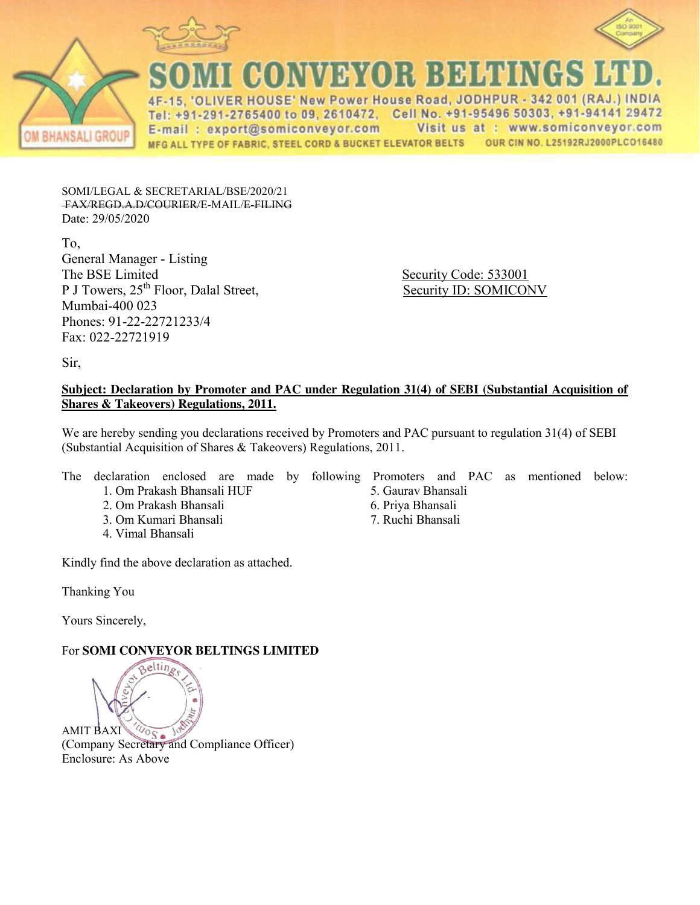# SOMI CONVEYOR BELTINGS LTD.

4F-15, 'OLIVER HOUSE' New Power House Road, JODHPUR - 342 001 (RAJ.) INDIA
Tel: +91-291-2765400 to 09, 2610472, Cell No. +91-95496 50303, +91-94141 29472
E-mail : export@somiconveyor.com Visit us at : www.somiconveyor.com
MFG ALL TYPE OF FABRIC, STEEL CORD & BUCKET ELEVATOR BELTS OUR CIN NO. L25192RJ2000PLC016480

OM BHANSALI GROUP

SOMI/LEGAL & SECRETARIAL/BSE/2020/21
~~FAX/REGD.A.D/COURIER/~~E-MAIL/~~E-FILING~~
Date: 29/05/2020

To,
General Manager - Listing
The BSE Limited
P J Towers, 25th Floor, Dalal Street,
Mumbai-400 023
Phones: 91-22-22721233/4
Fax: 022-22721919

Security Code: 533001
Security ID: SOMICONV

Sir,

**Subject: Declaration by Promoter and PAC under Regulation 31(4) of SEBI (Substantial Acquisition of Shares & Takeovers) Regulations, 2011.**

We are hereby sending you declarations received by Promoters and PAC pursuant to regulation 31(4) of SEBI (Substantial Acquisition of Shares & Takeovers) Regulations, 2011.

The declaration enclosed are made by following Promoters and PAC as mentioned below:

1. Om Prakash Bhansali HUF
2. Om Prakash Bhansali
3. Om Kumari Bhansali
4. Vimal Bhansali
5. Gaurav Bhansali
6. Priya Bhansali
7. Ruchi Bhansali

Kindly find the above declaration as attached.

Thanking You

Yours Sincerely,

For **SOMI CONVEYOR BELTINGS LIMITED**

AMIT BAXI
(Company Secretary and Compliance Officer)
Enclosure: As Above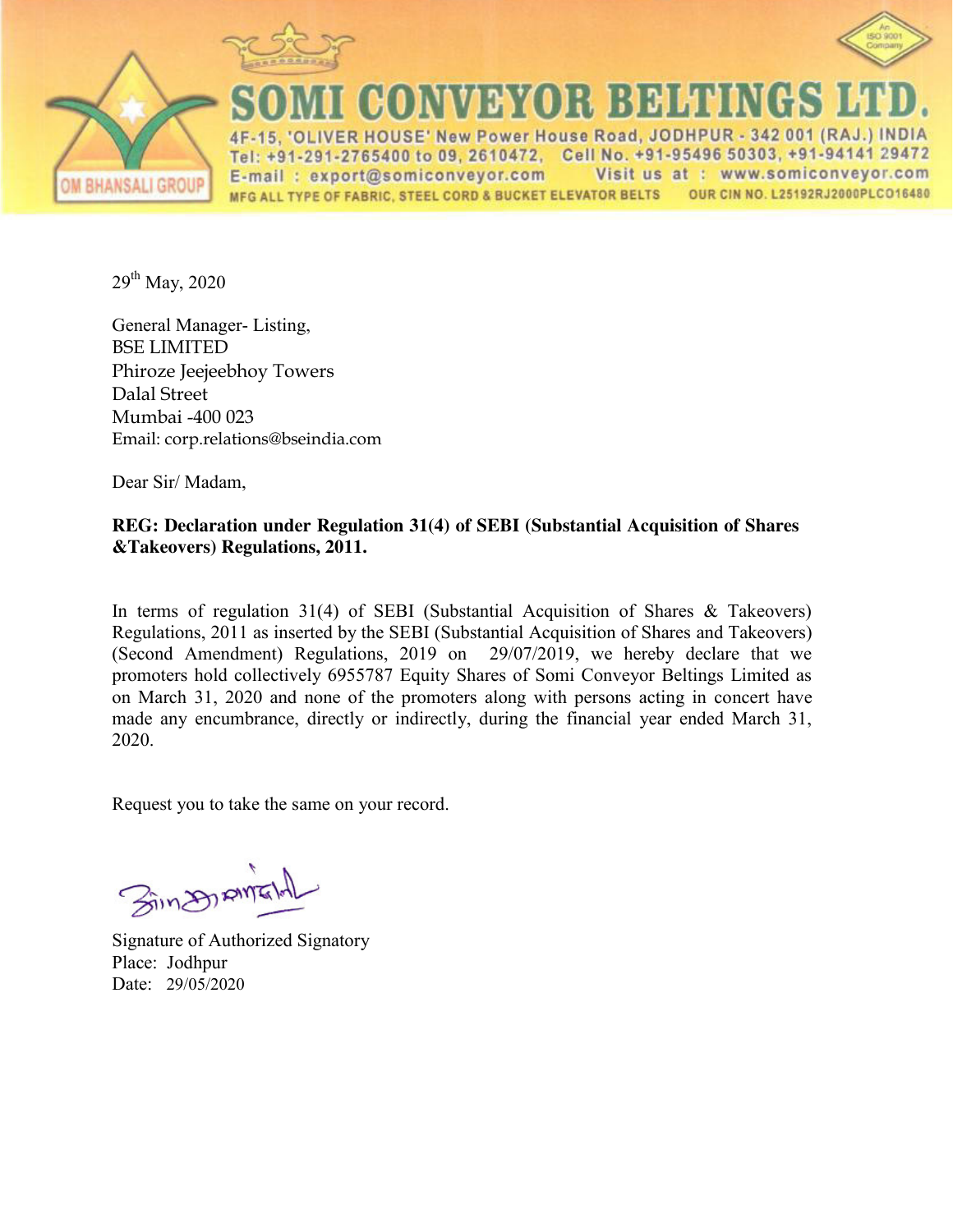# SOMI CONVEYOR BELTINGS LTD.

OM BHANSALI GROUP

An ISO 9001 Company

4F-15, 'OLIVER HOUSE' New Power House Road, JODHPUR - 342 001 (RAJ.) INDIA
Tel: +91-291-2765400 to 09, 2610472, Cell No. +91-95496 50303, +91-94141 29472
E-mail : export@somiconveyor.com Visit us at : www.somiconveyor.com
MFG ALL TYPE OF FABRIC, STEEL CORD & BUCKET ELEVATOR BELTS OUR CIN NO. L25192RJ2000PLCO16480

29th May, 2020

General Manager- Listing,
BSE LIMITED
Phiroze Jeejeebhoy Towers
Dalal Street
Mumbai -400 023
Email: corp.relations@bseindia.com

Dear Sir/ Madam,

**REG: Declaration under Regulation 31(4) of SEBI (Substantial Acquisition of Shares &Takeovers) Regulations, 2011.**

In terms of regulation 31(4) of SEBI (Substantial Acquisition of Shares & Takeovers) Regulations, 2011 as inserted by the SEBI (Substantial Acquisition of Shares and Takeovers) (Second Amendment) Regulations, 2019 on 29/07/2019, we hereby declare that we promoters hold collectively 6955787 Equity Shares of Somi Conveyor Beltings Limited as on March 31, 2020 and none of the promoters along with persons acting in concert have made any encumbrance, directly or indirectly, during the financial year ended March 31, 2020.

Request you to take the same on your record.

Signature of Authorized Signatory
Place: Jodhpur
Date: 29/05/2020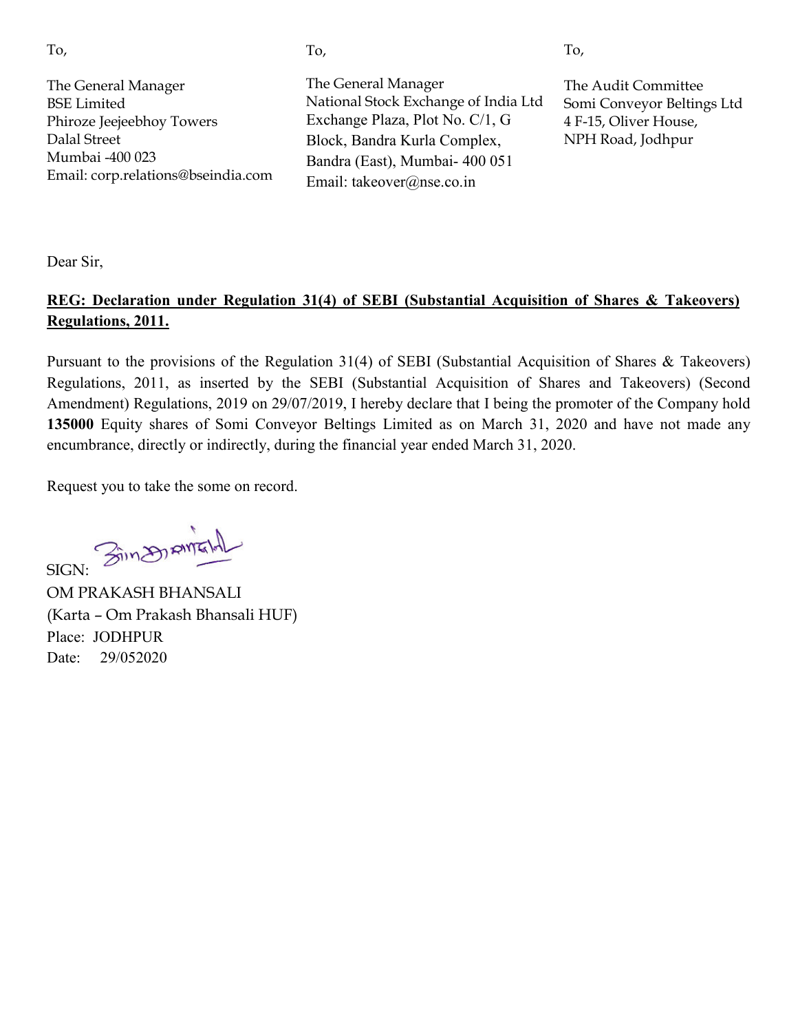To,

The General Manager
BSE Limited
Phiroze Jeejeebhoy Towers
Dalal Street
Mumbai -400 023
Email: corp.relations@bseindia.com

To,

The General Manager
National Stock Exchange of India Ltd
Exchange Plaza, Plot No. C/1, G
Block, Bandra Kurla Complex,
Bandra (East), Mumbai- 400 051
Email: takeover@nse.co.in

To,

The Audit Committee
Somi Conveyor Beltings Ltd
4 F-15, Oliver House,
NPH Road, Jodhpur

Dear Sir,

**REG: Declaration under Regulation 31(4) of SEBI (Substantial Acquisition of Shares & Takeovers) Regulations, 2011.**

Pursuant to the provisions of the Regulation 31(4) of SEBI (Substantial Acquisition of Shares & Takeovers) Regulations, 2011, as inserted by the SEBI (Substantial Acquisition of Shares and Takeovers) (Second Amendment) Regulations, 2019 on 29/07/2019, I hereby declare that I being the promoter of the Company hold **135000** Equity shares of Somi Conveyor Beltings Limited as on March 31, 2020 and have not made any encumbrance, directly or indirectly, during the financial year ended March 31, 2020.

Request you to take the some on record.

SIGN:

OM PRAKASH BHANSALI
(Karta – Om Prakash Bhansali HUF)
Place: JODHPUR
Date: 29/052020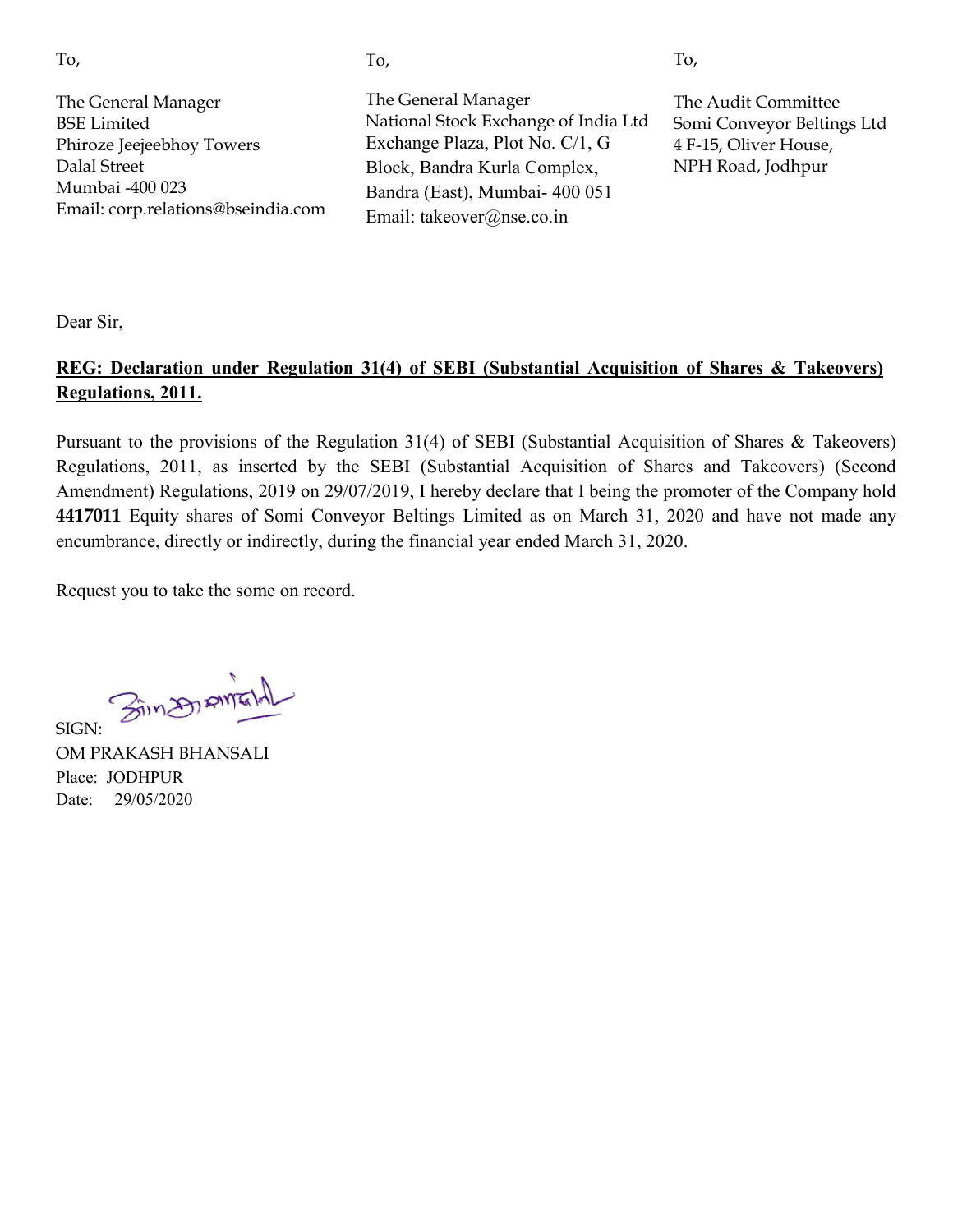To,

The General Manager
BSE Limited
Phiroze Jeejeebhoy Towers
Dalal Street
Mumbai -400 023
Email: corp.relations@bseindia.com

To,

The General Manager
National Stock Exchange of India Ltd
Exchange Plaza, Plot No. C/1, G
Block, Bandra Kurla Complex,
Bandra (East), Mumbai- 400 051
Email: takeover@nse.co.in

To,

The Audit Committee
Somi Conveyor Beltings Ltd
4 F-15, Oliver House,
NPH Road, Jodhpur

Dear Sir,

**REG: Declaration under Regulation 31(4) of SEBI (Substantial Acquisition of Shares & Takeovers) Regulations, 2011.**

Pursuant to the provisions of the Regulation 31(4) of SEBI (Substantial Acquisition of Shares & Takeovers) Regulations, 2011, as inserted by the SEBI (Substantial Acquisition of Shares and Takeovers) (Second Amendment) Regulations, 2019 on 29/07/2019, I hereby declare that I being the promoter of the Company hold **4417011** Equity shares of Somi Conveyor Beltings Limited as on March 31, 2020 and have not made any encumbrance, directly or indirectly, during the financial year ended March 31, 2020.

Request you to take the some on record.

SIGN:
OM PRAKASH BHANSALI
Place: JODHPUR
Date: 29/05/2020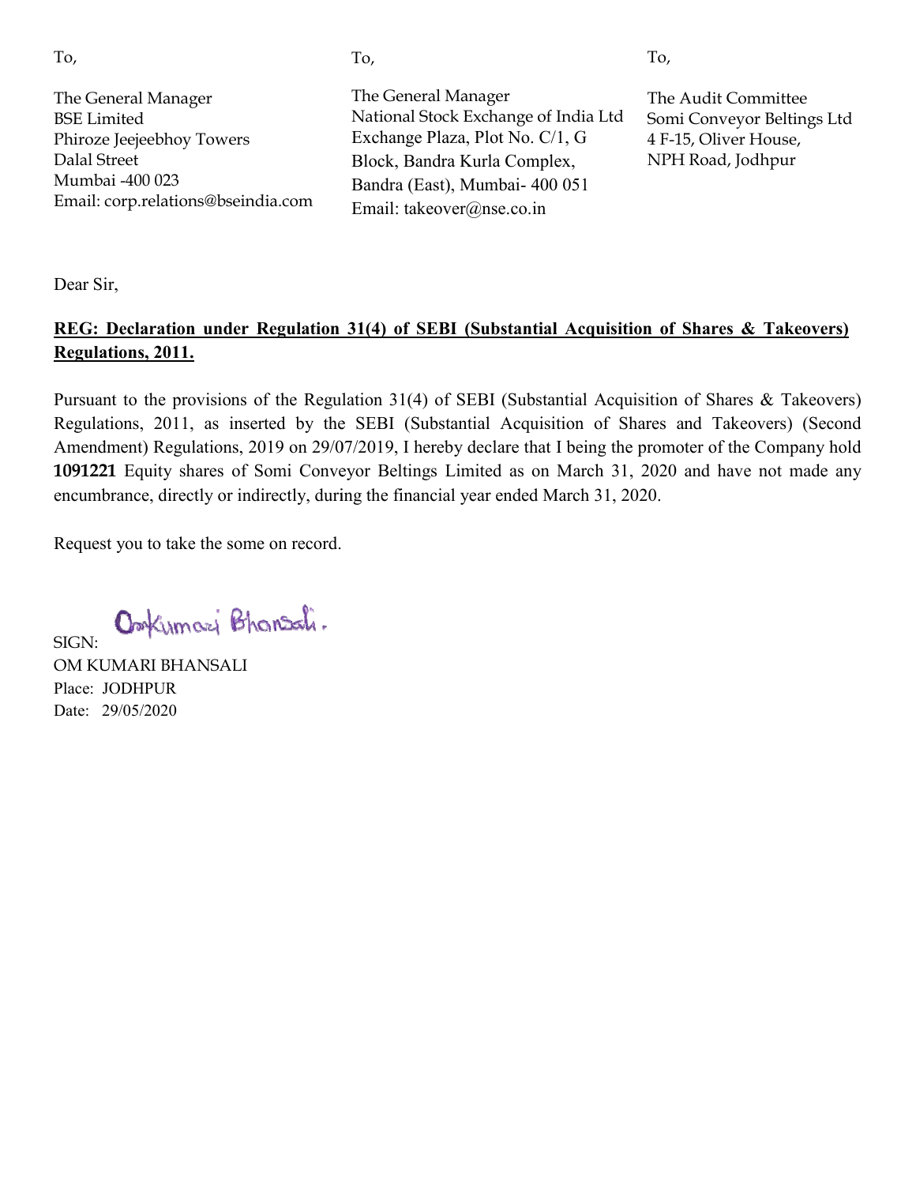To,

The General Manager
BSE Limited
Phiroze Jeejeebhoy Towers
Dalal Street
Mumbai -400 023
Email: corp.relations@bseindia.com

To,

The General Manager
National Stock Exchange of India Ltd
Exchange Plaza, Plot No. C/1, G Block, Bandra Kurla Complex,
Bandra (East), Mumbai- 400 051
Email: takeover@nse.co.in

To,

The Audit Committee
Somi Conveyor Beltings Ltd
4 F-15, Oliver House,
NPH Road, Jodhpur

Dear Sir,

**REG: Declaration under Regulation 31(4) of SEBI (Substantial Acquisition of Shares & Takeovers) Regulations, 2011.**

Pursuant to the provisions of the Regulation 31(4) of SEBI (Substantial Acquisition of Shares & Takeovers) Regulations, 2011, as inserted by the SEBI (Substantial Acquisition of Shares and Takeovers) (Second Amendment) Regulations, 2019 on 29/07/2019, I hereby declare that I being the promoter of the Company hold **1091221** Equity shares of Somi Conveyor Beltings Limited as on March 31, 2020 and have not made any encumbrance, directly or indirectly, during the financial year ended March 31, 2020.

Request you to take the some on record.

SIGN: Omkumari Bhansali.
OM KUMARI BHANSALI
Place: JODHPUR
Date: 29/05/2020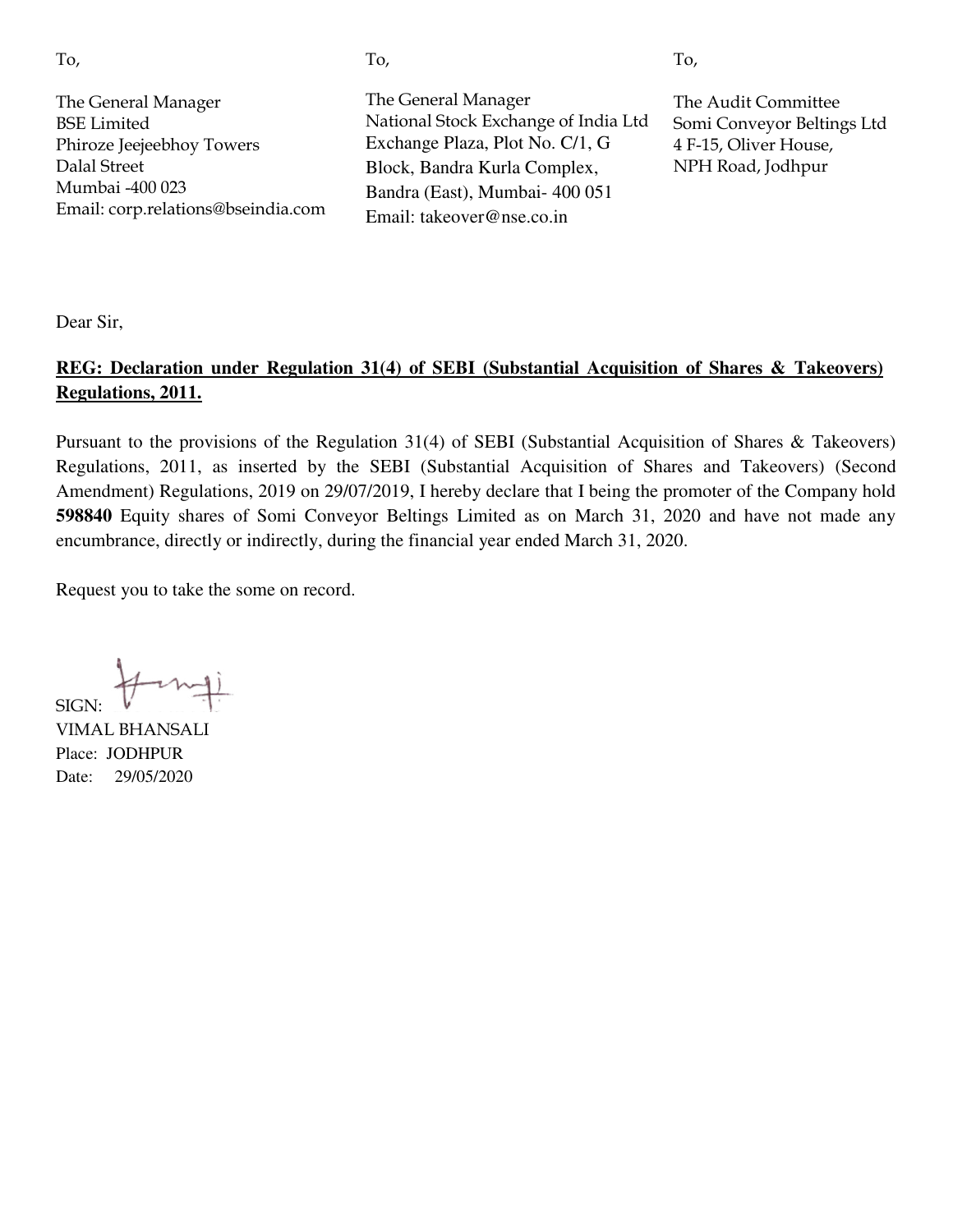To,

The General Manager
BSE Limited
Phiroze Jeejeebhoy Towers
Dalal Street
Mumbai -400 023
Email: corp.relations@bseindia.com

To,

The General Manager
National Stock Exchange of India Ltd
Exchange Plaza, Plot No. C/1, G
Block, Bandra Kurla Complex,
Bandra (East), Mumbai- 400 051
Email: takeover@nse.co.in

To,

The Audit Committee
Somi Conveyor Beltings Ltd
4 F-15, Oliver House,
NPH Road, Jodhpur

Dear Sir,

**REG: Declaration under Regulation 31(4) of SEBI (Substantial Acquisition of Shares & Takeovers) Regulations, 2011.**

Pursuant to the provisions of the Regulation 31(4) of SEBI (Substantial Acquisition of Shares & Takeovers) Regulations, 2011, as inserted by the SEBI (Substantial Acquisition of Shares and Takeovers) (Second Amendment) Regulations, 2019 on 29/07/2019, I hereby declare that I being the promoter of the Company hold **598840** Equity shares of Somi Conveyor Beltings Limited as on March 31, 2020 and have not made any encumbrance, directly or indirectly, during the financial year ended March 31, 2020.

Request you to take the some on record.

SIGN:
VIMAL BHANSALI
Place: JODHPUR
Date: 29/05/2020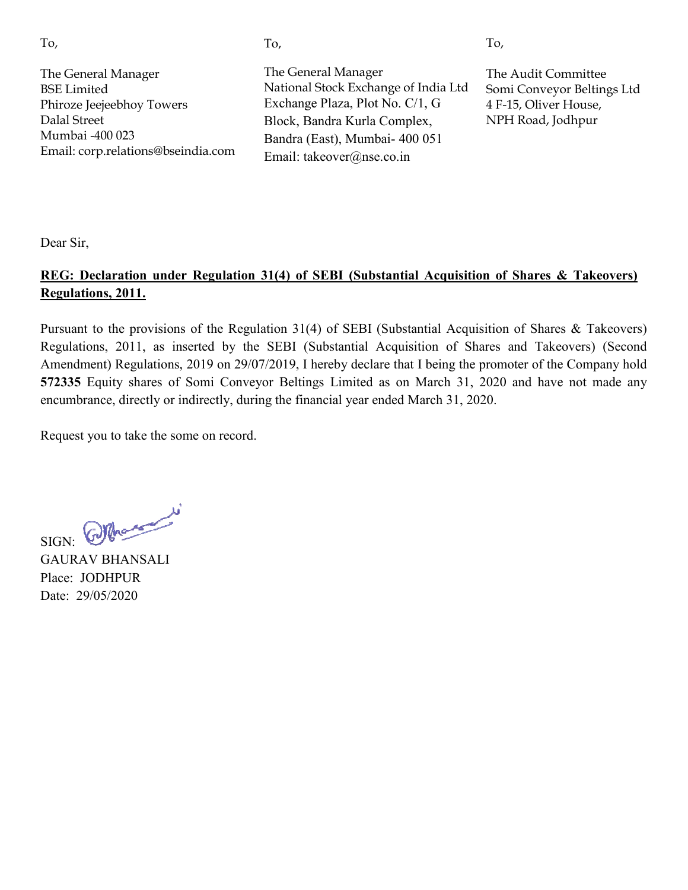To,

The General Manager
BSE Limited
Phiroze Jeejeebhoy Towers
Dalal Street
Mumbai -400 023
Email: corp.relations@bseindia.com

To,

The General Manager
National Stock Exchange of India Ltd
Exchange Plaza, Plot No. C/1, G
Block, Bandra Kurla Complex,
Bandra (East), Mumbai- 400 051
Email: takeover@nse.co.in

To,

The Audit Committee
Somi Conveyor Beltings Ltd
4 F-15, Oliver House,
NPH Road, Jodhpur

Dear Sir,

**REG: Declaration under Regulation 31(4) of SEBI (Substantial Acquisition of Shares & Takeovers) Regulations, 2011.**

Pursuant to the provisions of the Regulation 31(4) of SEBI (Substantial Acquisition of Shares & Takeovers) Regulations, 2011, as inserted by the SEBI (Substantial Acquisition of Shares and Takeovers) (Second Amendment) Regulations, 2019 on 29/07/2019, I hereby declare that I being the promoter of the Company hold **572335** Equity shares of Somi Conveyor Beltings Limited as on March 31, 2020 and have not made any encumbrance, directly or indirectly, during the financial year ended March 31, 2020.

Request you to take the some on record.

SIGN:
GAURAV BHANSALI
Place: JODHPUR
Date: 29/05/2020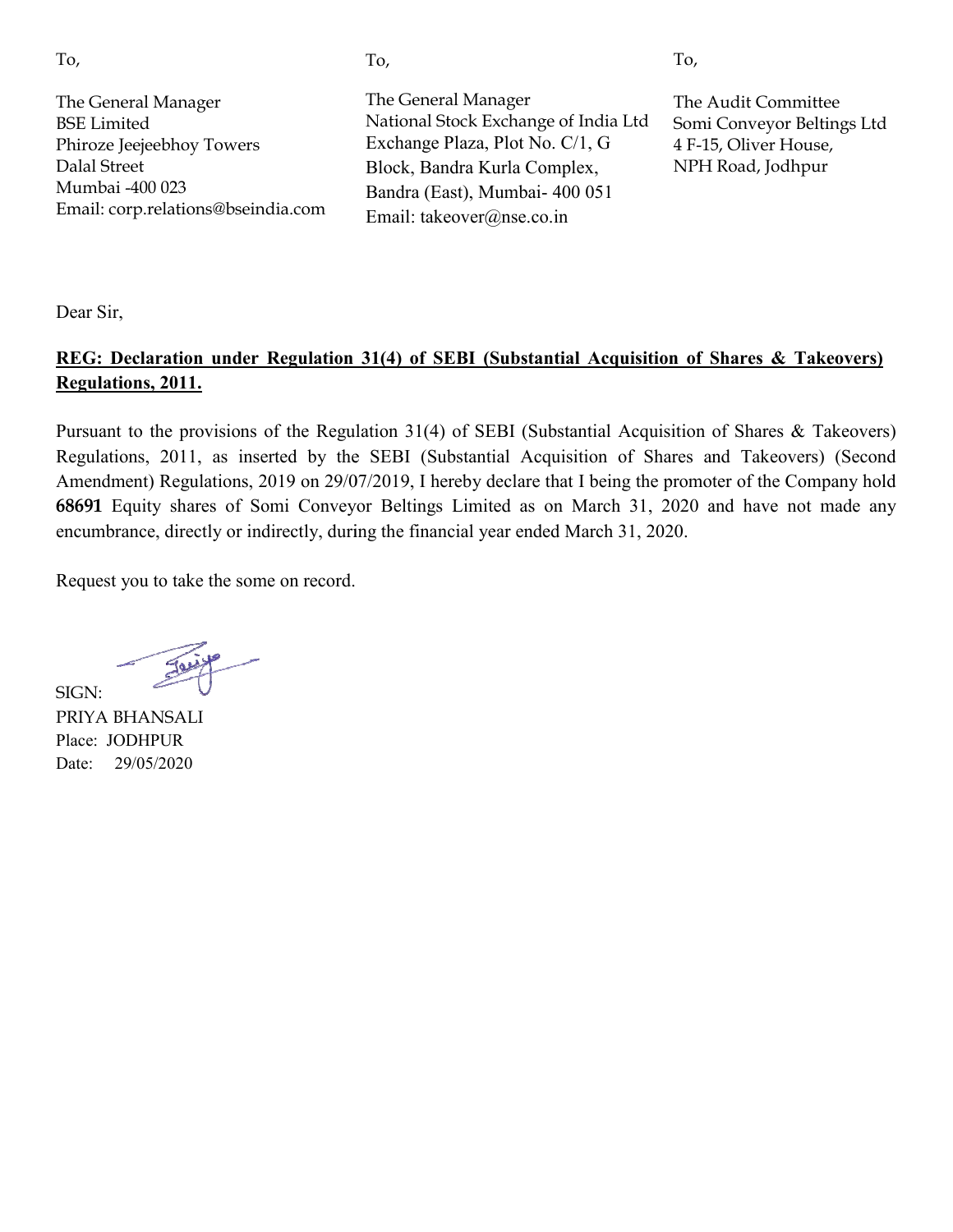To,

The General Manager
BSE Limited
Phiroze Jeejeebhoy Towers
Dalal Street
Mumbai -400 023
Email: corp.relations@bseindia.com

To,

The General Manager
National Stock Exchange of India Ltd
Exchange Plaza, Plot No. C/1, G
Block, Bandra Kurla Complex,
Bandra (East), Mumbai- 400 051
Email: takeover@nse.co.in

To,

The Audit Committee
Somi Conveyor Beltings Ltd
4 F-15, Oliver House,
NPH Road, Jodhpur

Dear Sir,

**REG: Declaration under Regulation 31(4) of SEBI (Substantial Acquisition of Shares & Takeovers) Regulations, 2011.**

Pursuant to the provisions of the Regulation 31(4) of SEBI (Substantial Acquisition of Shares & Takeovers) Regulations, 2011, as inserted by the SEBI (Substantial Acquisition of Shares and Takeovers) (Second Amendment) Regulations, 2019 on 29/07/2019, I hereby declare that I being the promoter of the Company hold **68691** Equity shares of Somi Conveyor Beltings Limited as on March 31, 2020 and have not made any encumbrance, directly or indirectly, during the financial year ended March 31, 2020.

Request you to take the some on record.

SIGN:

PRIYA BHANSALI
Place: JODHPUR
Date: 29/05/2020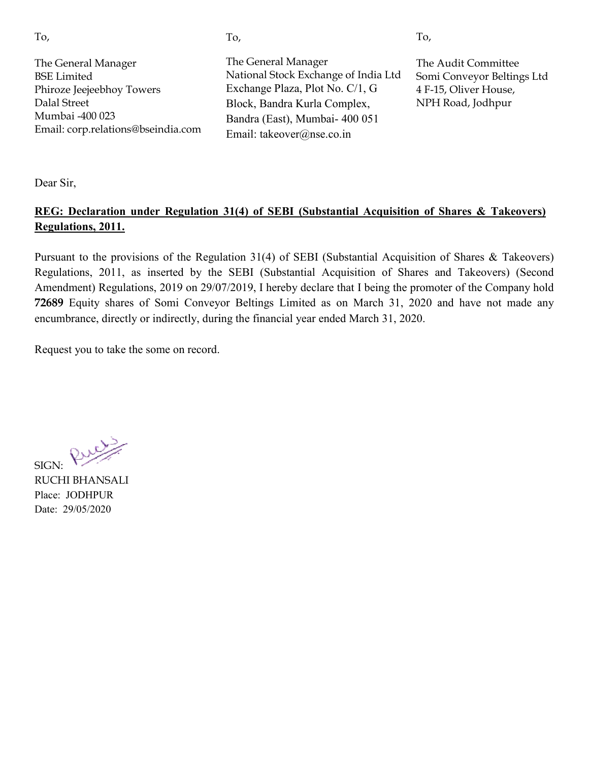To,

The General Manager
BSE Limited
Phiroze Jeejeebhoy Towers
Dalal Street
Mumbai -400 023
Email: corp.relations@bseindia.com

To,

The General Manager
National Stock Exchange of India Ltd
Exchange Plaza, Plot No. C/1, G
Block, Bandra Kurla Complex,
Bandra (East), Mumbai- 400 051
Email: takeover@nse.co.in

To,

The Audit Committee
Somi Conveyor Beltings Ltd
4 F-15, Oliver House,
NPH Road, Jodhpur

Dear Sir,

**REG: Declaration under Regulation 31(4) of SEBI (Substantial Acquisition of Shares & Takeovers) Regulations, 2011.**

Pursuant to the provisions of the Regulation 31(4) of SEBI (Substantial Acquisition of Shares & Takeovers) Regulations, 2011, as inserted by the SEBI (Substantial Acquisition of Shares and Takeovers) (Second Amendment) Regulations, 2019 on 29/07/2019, I hereby declare that I being the promoter of the Company hold **72689** Equity shares of Somi Conveyor Beltings Limited as on March 31, 2020 and have not made any encumbrance, directly or indirectly, during the financial year ended March 31, 2020.

Request you to take the some on record.

SIGN:
RUCHI BHANSALI
Place: JODHPUR
Date: 29/05/2020